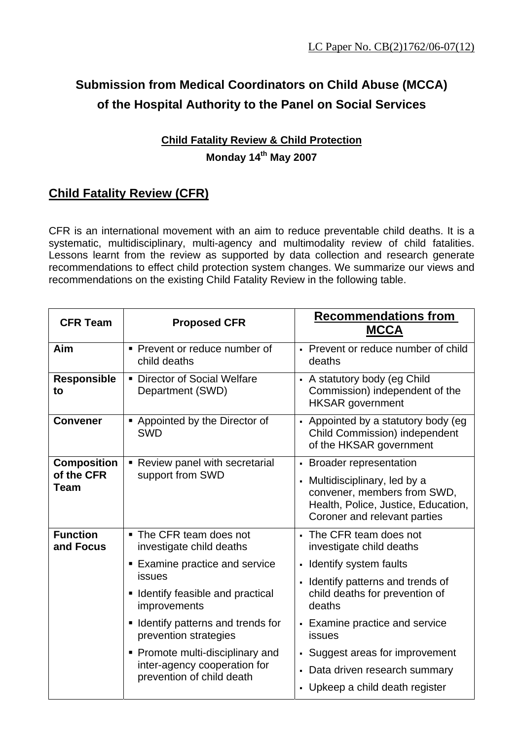LC Paper No. CB(2)1762/06-07(12)

# Submission from Medical Coordinators on Child Abuse (MCCA) of the Hospital Authority to the Panel on Social Services

### Child Fatality Review & Child Protection

**Monday 14th May 2007**

## Child Fatality Review (CFR)

CFR is an international movement with an aim to reduce preventable child deaths. It is a systematic, multidisciplinary, multi-agency and multimodality review of child fatalities. Lessons learnt from the review as supported by data collection and research generate recommendations to effect child protection system changes. We summarize our views and recommendations on the existing Child Fatality Review in the following table.

| CFR Team | Proposed CFR | Recommendations from MCCA |
|---|---|---|
| **Aim** | ▪ Prevent or reduce number of child deaths | ▪ Prevent or reduce number of child deaths |
| **Responsible to** | ▪ Director of Social Welfare Department (SWD) | ▪ A statutory body (eg Child Commission) independent of the HKSAR government |
| **Convener** | ▪ Appointed by the Director of SWD | ▪ Appointed by a statutory body (eg Child Commission) independent of the HKSAR government |
| **Composition of the CFR Team** | ▪ Review panel with secretarial support from SWD | ▪ Broader representation<br>▪ Multidisciplinary, led by a convener, members from SWD, Health, Police, Justice, Education, Coroner and relevant parties |
| **Function and Focus** | ▪ The CFR team does not investigate child deaths<br>▪ Examine practice and service issues<br>▪ Identify feasible and practical improvements<br>▪ Identify patterns and trends for prevention strategies<br>▪ Promote multi-disciplinary and inter-agency cooperation for prevention of child death | ▪ The CFR team does not investigate child deaths<br>▪ Identify system faults<br>▪ Identify patterns and trends of child deaths for prevention of deaths<br>▪ Examine practice and service issues<br>▪ Suggest areas for improvement<br>▪ Data driven research summary<br>▪ Upkeep a child death register |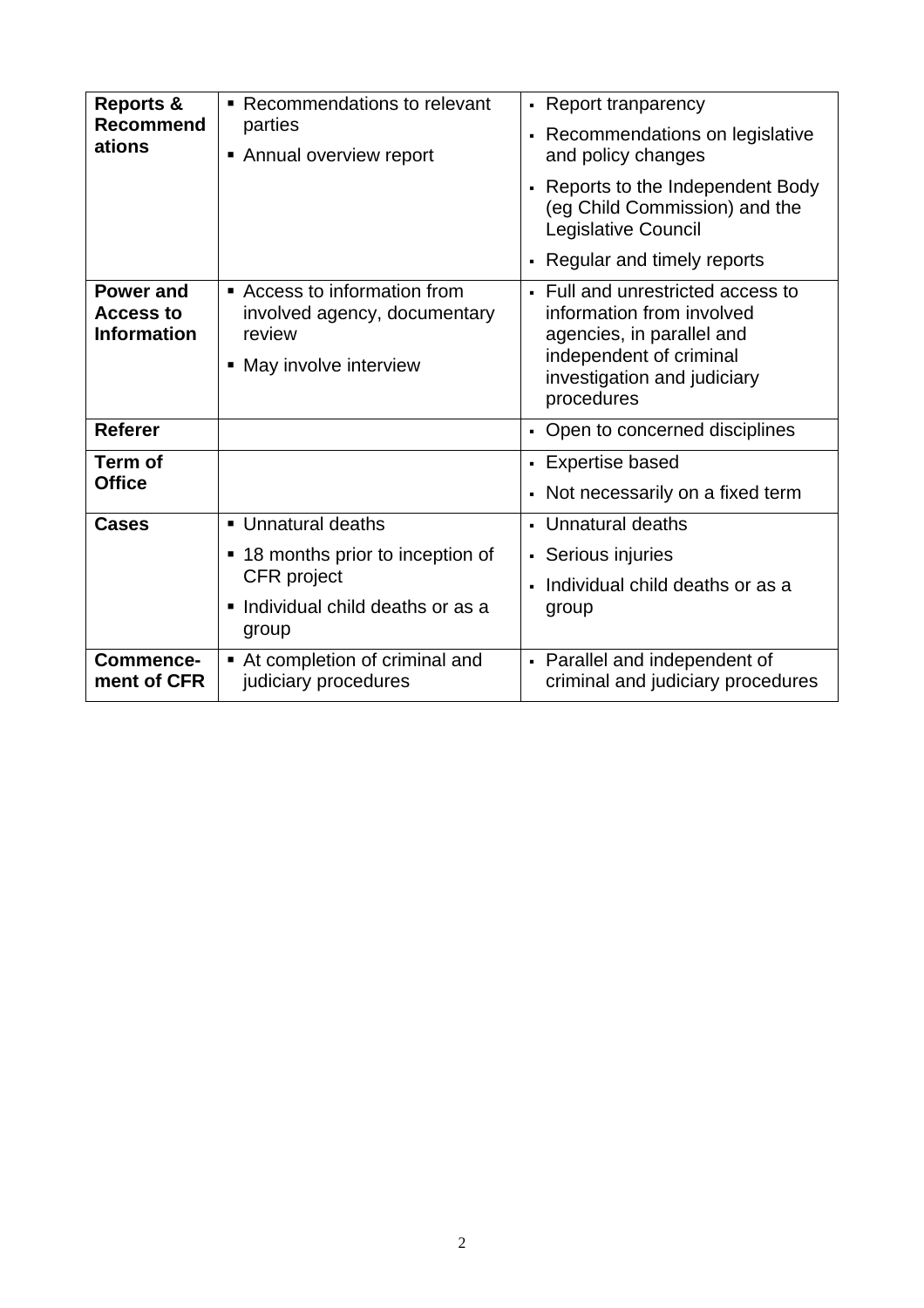| | | |
|---|---|---|
| **Reports & Recommendations** | ▪ Recommendations to relevant parties<br>▪ Annual overview report | ▪ Report tranparency<br>▪ Recommendations on legislative and policy changes<br>▪ Reports to the Independent Body (eg Child Commission) and the Legislative Council<br>▪ Regular and timely reports |
| **Power and Access to Information** | ▪ Access to information from involved agency, documentary review<br>▪ May involve interview | ▪ Full and unrestricted access to information from involved agencies, in parallel and independent of criminal investigation and judiciary procedures |
| **Referer** | | ▪ Open to concerned disciplines |
| **Term of Office** | | ▪ Expertise based<br>▪ Not necessarily on a fixed term |
| **Cases** | ▪ Unnatural deaths<br>▪ 18 months prior to inception of CFR project<br>▪ Individual child deaths or as a group | ▪ Unnatural deaths<br>▪ Serious injuries<br>▪ Individual child deaths or as a group |
| **Commence-ment of CFR** | ▪ At completion of criminal and judiciary procedures | ▪ Parallel and independent of criminal and judiciary procedures |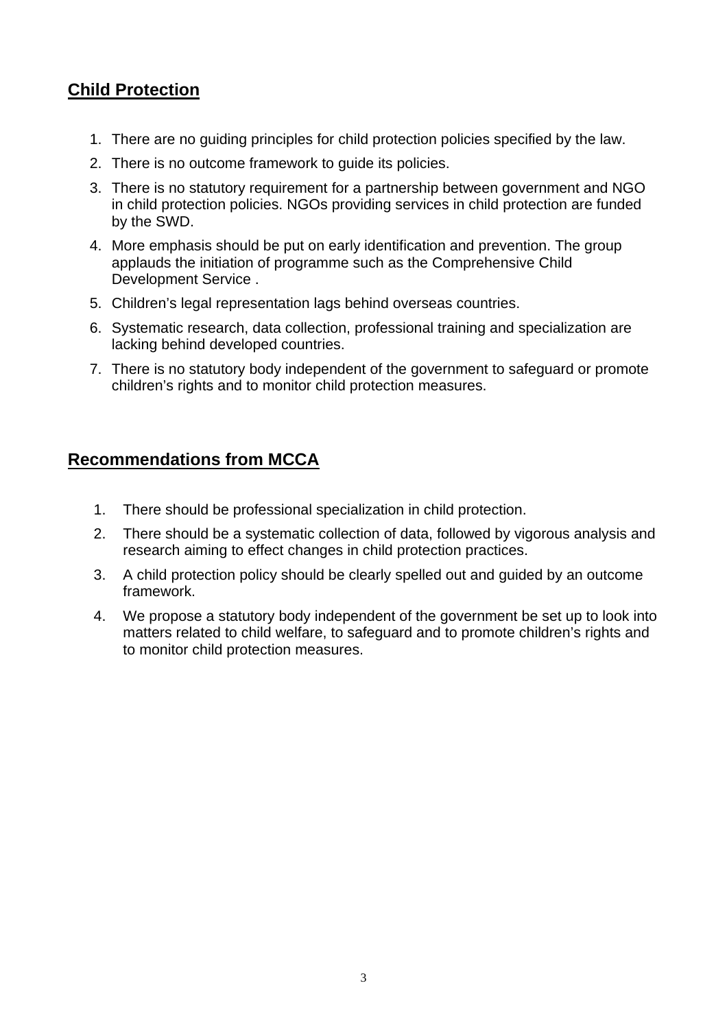## Child Protection

1. There are no guiding principles for child protection policies specified by the law.
2. There is no outcome framework to guide its policies.
3. There is no statutory requirement for a partnership between government and NGO in child protection policies. NGOs providing services in child protection are funded by the SWD.
4. More emphasis should be put on early identification and prevention. The group applauds the initiation of programme such as the Comprehensive Child Development Service .
5. Children's legal representation lags behind overseas countries.
6. Systematic research, data collection, professional training and specialization are lacking behind developed countries.
7. There is no statutory body independent of the government to safeguard or promote children's rights and to monitor child protection measures.

## Recommendations from MCCA

1. There should be professional specialization in child protection.
2. There should be a systematic collection of data, followed by vigorous analysis and research aiming to effect changes in child protection practices.
3. A child protection policy should be clearly spelled out and guided by an outcome framework.
4. We propose a statutory body independent of the government be set up to look into matters related to child welfare, to safeguard and to promote children's rights and to monitor child protection measures.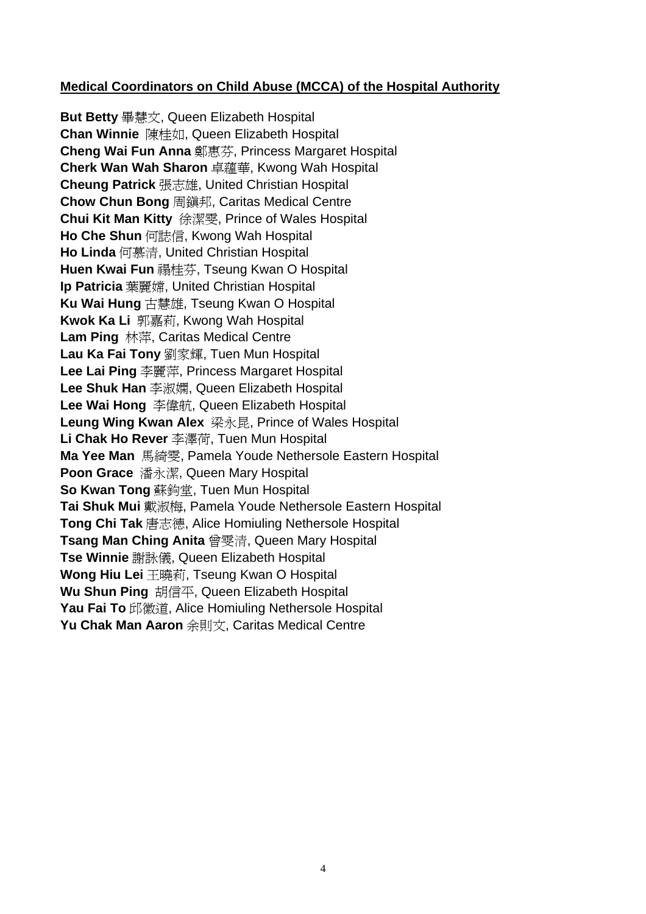**Medical Coordinators on Child Abuse (MCCA) of the Hospital Authority**

**But Betty** 畢慧文, Queen Elizabeth Hospital
**Chan Winnie** 陳桂如, Queen Elizabeth Hospital
**Cheng Wai Fun Anna** 鄭惠芬, Princess Margaret Hospital
**Cherk Wan Wah Sharon** 卓蘊華, Kwong Wah Hospital
**Cheung Patrick** 張志雄, United Christian Hospital
**Chow Chun Bong** 周鎮邦, Caritas Medical Centre
**Chui Kit Man Kitty** 徐潔雯, Prince of Wales Hospital
**Ho Che Shun** 何誌信, Kwong Wah Hospital
**Ho Linda** 何慕清, United Christian Hospital
**Huen Kwai Fun** 禤桂芬, Tseung Kwan O Hospital
**Ip Patricia** 葉麗嫦, United Christian Hospital
**Ku Wai Hung** 古慧雄, Tseung Kwan O Hospital
**Kwok Ka Li** 郭嘉莉, Kwong Wah Hospital
**Lam Ping** 林萍, Caritas Medical Centre
**Lau Ka Fai Tony** 劉家輝, Tuen Mun Hospital
**Lee Lai Ping** 李麗萍, Princess Margaret Hospital
**Lee Shuk Han** 李淑嫻, Queen Elizabeth Hospital
**Lee Wai Hong** 李偉航, Queen Elizabeth Hospital
**Leung Wing Kwan Alex** 梁永昆, Prince of Wales Hospital
**Li Chak Ho Rever** 李澤荷, Tuen Mun Hospital
**Ma Yee Man** 馬綺雯, Pamela Youde Nethersole Eastern Hospital
**Poon Grace** 潘永潔, Queen Mary Hospital
**So Kwan Tong** 蘇鈞堂, Tuen Mun Hospital
**Tai Shuk Mui** 戴淑梅, Pamela Youde Nethersole Eastern Hospital
**Tong Chi Tak** 唐志德, Alice Homiuling Nethersole Hospital
**Tsang Man Ching Anita** 曾雯清, Queen Mary Hospital
**Tse Winnie** 謝詠儀, Queen Elizabeth Hospital
**Wong Hiu Lei** 王曉莉, Tseung Kwan O Hospital
**Wu Shun Ping** 胡信平, Queen Elizabeth Hospital
**Yau Fai To** 邱徽道, Alice Homiuling Nethersole Hospital
**Yu Chak Man Aaron** 余則文, Caritas Medical Centre